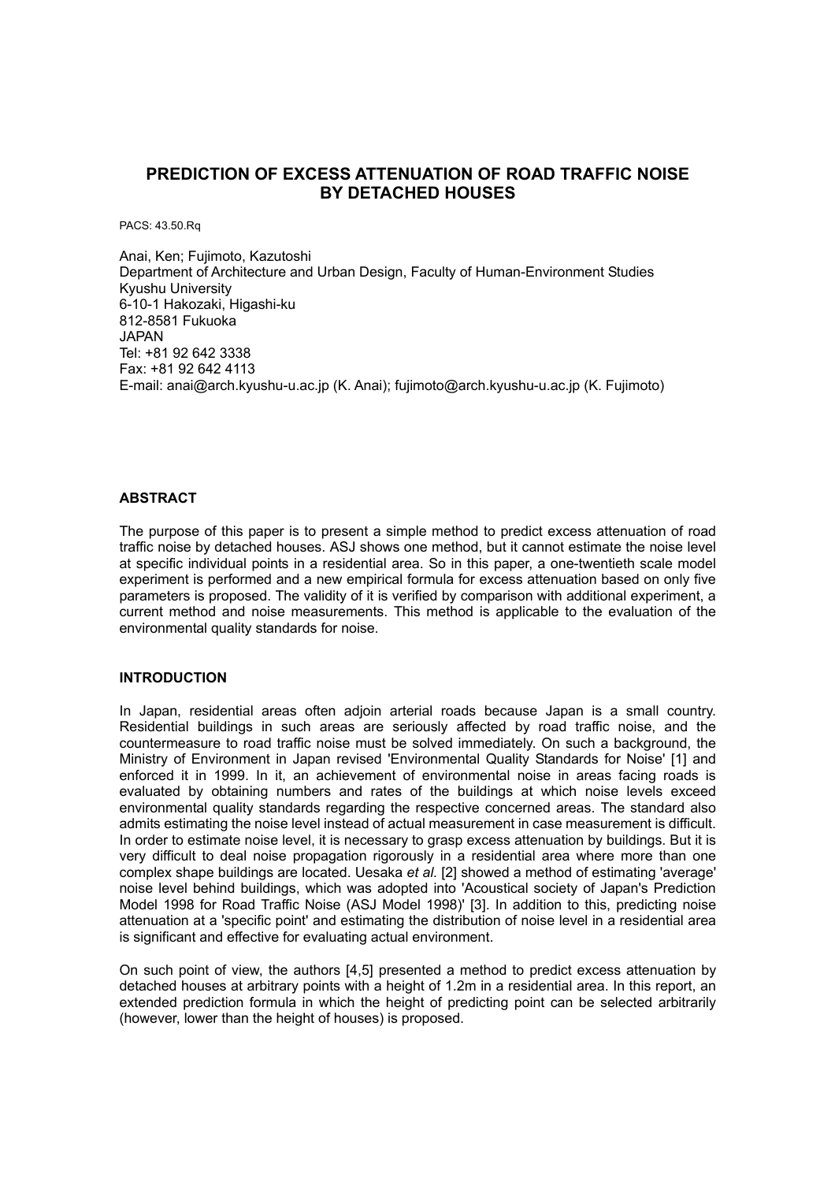# PREDICTION OF EXCESS ATTENUATION OF ROAD TRAFFIC NOISE BY DETACHED HOUSES

PACS: 43.50.Rq

Anai, Ken; Fujimoto, Kazutoshi
Department of Architecture and Urban Design, Faculty of Human-Environment Studies
Kyushu University
6-10-1 Hakozaki, Higashi-ku
812-8581 Fukuoka
JAPAN
Tel: +81 92 642 3338
Fax: +81 92 642 4113
E-mail: anai@arch.kyushu-u.ac.jp (K. Anai); fujimoto@arch.kyushu-u.ac.jp (K. Fujimoto)

## ABSTRACT

The purpose of this paper is to present a simple method to predict excess attenuation of road traffic noise by detached houses. ASJ shows one method, but it cannot estimate the noise level at specific individual points in a residential area. So in this paper, a one-twentieth scale model experiment is performed and a new empirical formula for excess attenuation based on only five parameters is proposed. The validity of it is verified by comparison with additional experiment, a current method and noise measurements. This method is applicable to the evaluation of the environmental quality standards for noise.

## INTRODUCTION

In Japan, residential areas often adjoin arterial roads because Japan is a small country. Residential buildings in such areas are seriously affected by road traffic noise, and the countermeasure to road traffic noise must be solved immediately. On such a background, the Ministry of Environment in Japan revised 'Environmental Quality Standards for Noise' [1] and enforced it in 1999. In it, an achievement of environmental noise in areas facing roads is evaluated by obtaining numbers and rates of the buildings at which noise levels exceed environmental quality standards regarding the respective concerned areas. The standard also admits estimating the noise level instead of actual measurement in case measurement is difficult. In order to estimate noise level, it is necessary to grasp excess attenuation by buildings. But it is very difficult to deal noise propagation rigorously in a residential area where more than one complex shape buildings are located. Uesaka *et al.* [2] showed a method of estimating 'average' noise level behind buildings, which was adopted into 'Acoustical society of Japan's Prediction Model 1998 for Road Traffic Noise (ASJ Model 1998)' [3]. In addition to this, predicting noise attenuation at a 'specific point' and estimating the distribution of noise level in a residential area is significant and effective for evaluating actual environment.

On such point of view, the authors [4,5] presented a method to predict excess attenuation by detached houses at arbitrary points with a height of 1.2m in a residential area. In this report, an extended prediction formula in which the height of predicting point can be selected arbitrarily (however, lower than the height of houses) is proposed.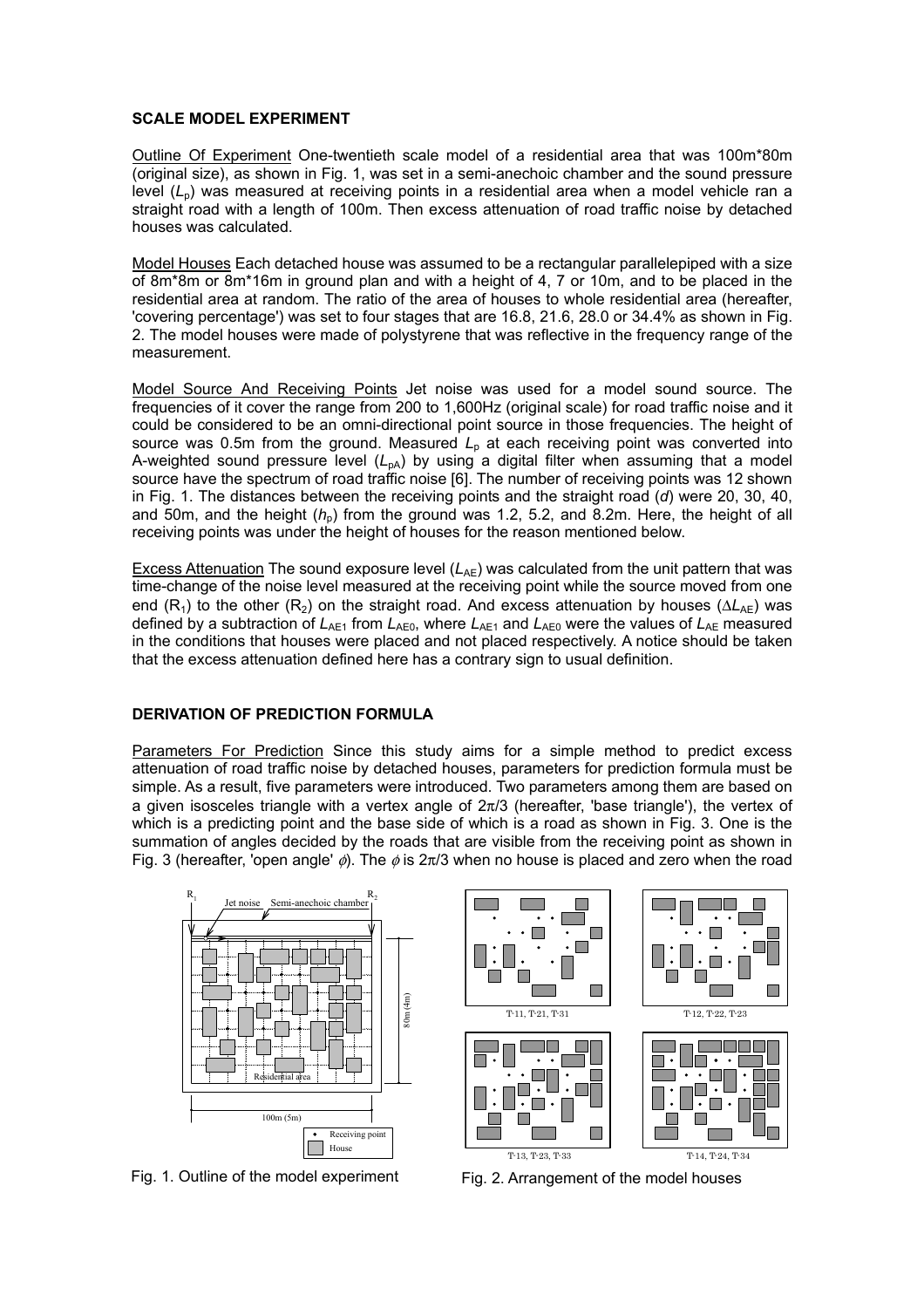## SCALE MODEL EXPERIMENT

Outline Of Experiment One-twentieth scale model of a residential area that was 100m*80m (original size), as shown in Fig. 1, was set in a semi-anechoic chamber and the sound pressure level ($L_p$) was measured at receiving points in a residential area when a model vehicle ran a straight road with a length of 100m. Then excess attenuation of road traffic noise by detached houses was calculated.

Model Houses Each detached house was assumed to be a rectangular parallelepiped with a size of 8m*8m or 8m*16m in ground plan and with a height of 4, 7 or 10m, and to be placed in the residential area at random. The ratio of the area of houses to whole residential area (hereafter, 'covering percentage') was set to four stages that are 16.8, 21.6, 28.0 or 34.4% as shown in Fig. 2. The model houses were made of polystyrene that was reflective in the frequency range of the measurement.

Model Source And Receiving Points Jet noise was used for a model sound source. The frequencies of it cover the range from 200 to 1,600Hz (original scale) for road traffic noise and it could be considered to be an omni-directional point source in those frequencies. The height of source was 0.5m from the ground. Measured $L_p$ at each receiving point was converted into A-weighted sound pressure level ($L_{pA}$) by using a digital filter when assuming that a model source have the spectrum of road traffic noise [6]. The number of receiving points was 12 shown in Fig. 1. The distances between the receiving points and the straight road ($d$) were 20, 30, 40, and 50m, and the height ($h_p$) from the ground was 1.2, 5.2, and 8.2m. Here, the height of all receiving points was under the height of houses for the reason mentioned below.

Excess Attenuation The sound exposure level ($L_{AE}$) was calculated from the unit pattern that was time-change of the noise level measured at the receiving point while the source moved from one end ($R_1$) to the other ($R_2$) on the straight road. And excess attenuation by houses ($\Delta L_{AE}$) was defined by a subtraction of $L_{AE1}$ from $L_{AE0}$, where $L_{AE1}$ and $L_{AE0}$ were the values of $L_{AE}$ measured in the conditions that houses were placed and not placed respectively. A notice should be taken that the excess attenuation defined here has a contrary sign to usual definition.

## DERIVATION OF PREDICTION FORMULA

Parameters For Prediction Since this study aims for a simple method to predict excess attenuation of road traffic noise by detached houses, parameters for prediction formula must be simple. As a result, five parameters were introduced. Two parameters among them are based on a given isosceles triangle with a vertex angle of $2\pi/3$ (hereafter, 'base triangle'), the vertex of which is a predicting point and the base side of which is a road as shown in Fig. 3. One is the summation of angles decided by the roads that are visible from the receiving point as shown in Fig. 3 (hereafter, 'open angle' $\phi$). The $\phi$ is $2\pi/3$ when no house is placed and zero when the road

Fig. 1. Outline of the model experiment

Fig. 2. Arrangement of the model houses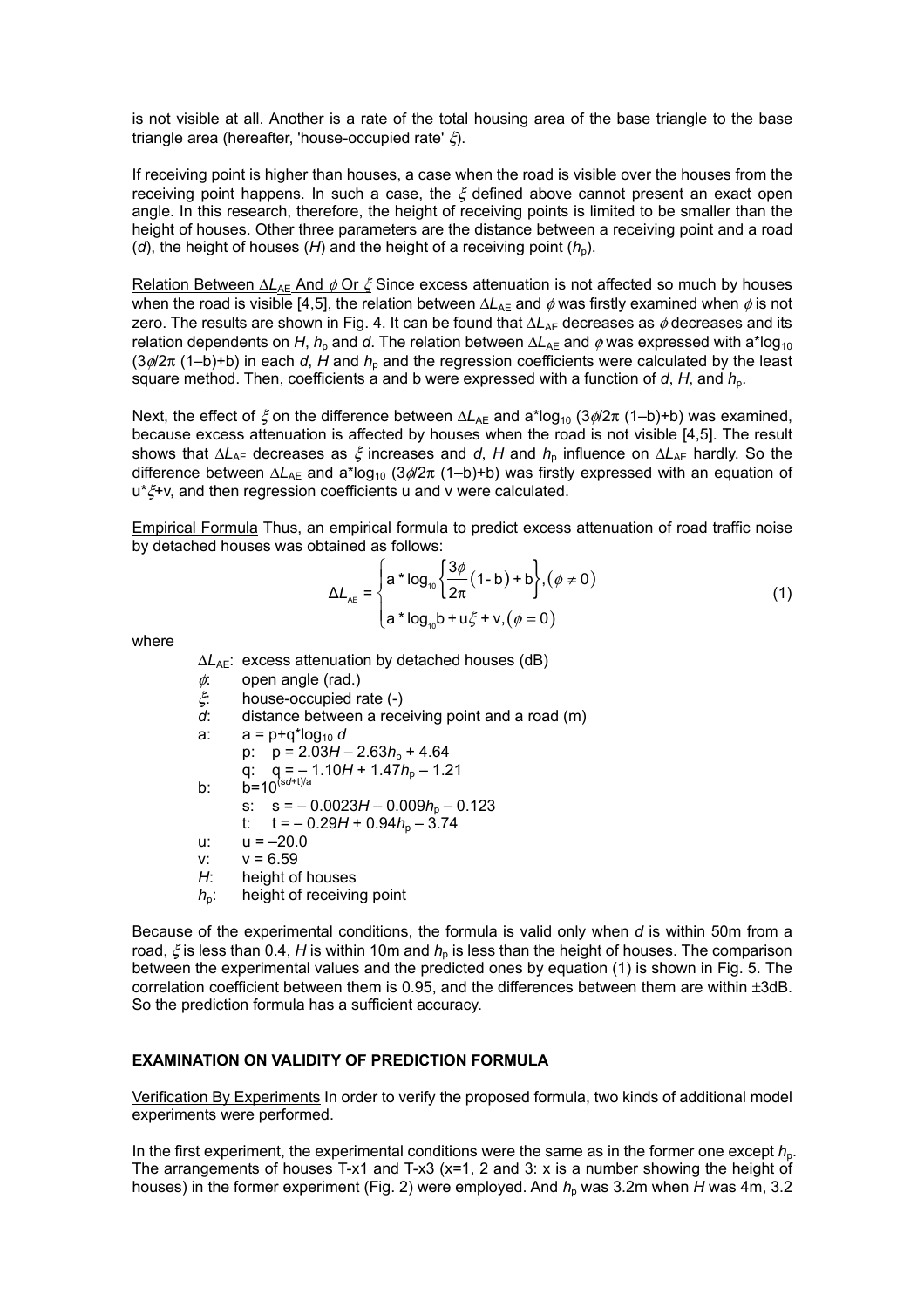is not visible at all. Another is a rate of the total housing area of the base triangle to the base triangle area (hereafter, 'house-occupied rate' $\xi$).

If receiving point is higher than houses, a case when the road is visible over the houses from the receiving point happens. In such a case, the $\xi$ defined above cannot present an exact open angle. In this research, therefore, the height of receiving points is limited to be smaller than the height of houses. Other three parameters are the distance between a receiving point and a road ($d$), the height of houses ($H$) and the height of a receiving point ($h_p$).

Relation Between $\Delta L_{AE}$ And $\phi$ Or $\xi$ Since excess attenuation is not affected so much by houses when the road is visible [4,5], the relation between $\Delta L_{AE}$ and $\phi$ was firstly examined when $\phi$ is not zero. The results are shown in Fig. 4. It can be found that $\Delta L_{AE}$ decreases as $\phi$ decreases and its relation dependents on $H$, $h_p$ and $d$. The relation between $\Delta L_{AE}$ and $\phi$ was expressed with $a*\log_{10}(3\phi/2\pi(1-b)+b)$ in each $d$, $H$ and $h_p$ and the regression coefficients were calculated by the least square method. Then, coefficients a and b were expressed with a function of $d$, $H$, and $h_p$.

Next, the effect of $\xi$ on the difference between $\Delta L_{AE}$ and $a*\log_{10}(3\phi/2\pi(1-b)+b)$ was examined, because excess attenuation is affected by houses when the road is not visible [4,5]. The result shows that $\Delta L_{AE}$ decreases as $\xi$ increases and $d$, $H$ and $h_p$ influence on $\Delta L_{AE}$ hardly. So the difference between $\Delta L_{AE}$ and $a*\log_{10}(3\phi/2\pi(1-b)+b)$ was firstly expressed with an equation of $u*\xi+v$, and then regression coefficients u and v were calculated.

Empirical Formula Thus, an empirical formula to predict excess attenuation of road traffic noise by detached houses was obtained as follows:

$$\Delta L_{AE} = \begin{cases} a*\log_{10}\left\{\dfrac{3\phi}{2\pi}(1-b)+b\right\}, (\phi \neq 0) \\ a*\log_{10}b + u\xi + v, (\phi = 0) \end{cases} \tag{1}$$

where

- $\Delta L_{AE}$: excess attenuation by detached houses (dB)
- $\phi$: open angle (rad.)
- $\xi$: house-occupied rate (-)
- $d$: distance between a receiving point and a road (m)
- a: $a = p + q*\log_{10} d$
  - p: $p = 2.03H - 2.63h_p + 4.64$
  - q: $q = -1.10H + 1.47h_p - 1.21$
- b: $b = 10^{(sd+t)/a}$
  - s: $s = -0.0023H - 0.009h_p - 0.123$
  - t: $t = -0.29H + 0.94h_p - 3.74$
- u: $u = -20.0$
- v: $v = 6.59$
- $H$: height of houses
- $h_p$: height of receiving point

Because of the experimental conditions, the formula is valid only when $d$ is within 50m from a road, $\xi$ is less than 0.4, $H$ is within 10m and $h_p$ is less than the height of houses. The comparison between the experimental values and the predicted ones by equation (1) is shown in Fig. 5. The correlation coefficient between them is 0.95, and the differences between them are within ±3dB. So the prediction formula has a sufficient accuracy.

## EXAMINATION ON VALIDITY OF PREDICTION FORMULA

Verification By Experiments In order to verify the proposed formula, two kinds of additional model experiments were performed.

In the first experiment, the experimental conditions were the same as in the former one except $h_p$. The arrangements of houses T-x1 and T-x3 (x=1, 2 and 3: x is a number showing the height of houses) in the former experiment (Fig. 2) were employed. And $h_p$ was 3.2m when $H$ was 4m, 3.2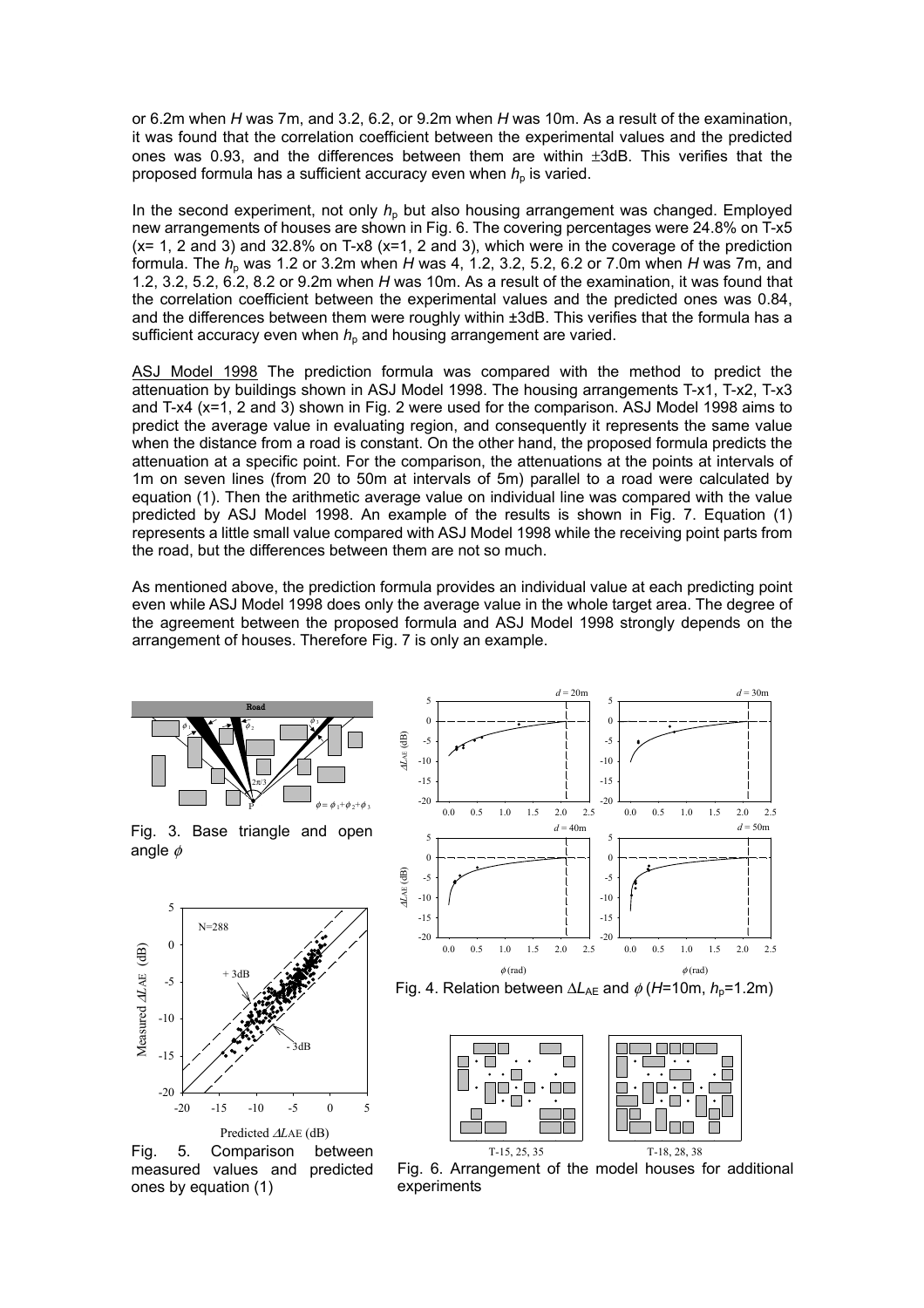or 6.2m when $H$ was 7m, and 3.2, 6.2, or 9.2m when $H$ was 10m. As a result of the examination, it was found that the correlation coefficient between the experimental values and the predicted ones was 0.93, and the differences between them are within ±3dB. This verifies that the proposed formula has a sufficient accuracy even when $h_p$ is varied.

In the second experiment, not only $h_p$ but also housing arrangement was changed. Employed new arrangements of houses are shown in Fig. 6. The covering percentages were 24.8% on T-x5 (x= 1, 2 and 3) and 32.8% on T-x8 (x=1, 2 and 3), which were in the coverage of the prediction formula. The $h_p$ was 1.2 or 3.2m when $H$ was 4, 1.2, 3.2, 5.2, 6.2 or 7.0m when $H$ was 7m, and 1.2, 3.2, 5.2, 6.2, 8.2 or 9.2m when $H$ was 10m. As a result of the examination, it was found that the correlation coefficient between the experimental values and the predicted ones was 0.84, and the differences between them were roughly within ±3dB. This verifies that the formula has a sufficient accuracy even when $h_p$ and housing arrangement are varied.

<u>ASJ Model 1998</u> The prediction formula was compared with the method to predict the attenuation by buildings shown in ASJ Model 1998. The housing arrangements T-x1, T-x2, T-x3 and T-x4 (x=1, 2 and 3) shown in Fig. 2 were used for the comparison. ASJ Model 1998 aims to predict the average value in evaluating region, and consequently it represents the same value when the distance from a road is constant. On the other hand, the proposed formula predicts the attenuation at a specific point. For the comparison, the attenuations at the points at intervals of 1m on seven lines (from 20 to 50m at intervals of 5m) parallel to a road were calculated by equation (1). Then the arithmetic average value on individual line was compared with the value predicted by ASJ Model 1998. An example of the results is shown in Fig. 7. Equation (1) represents a little small value compared with ASJ Model 1998 while the receiving point parts from the road, but the differences between them are not so much.

As mentioned above, the prediction formula provides an individual value at each predicting point even while ASJ Model 1998 does only the average value in the whole target area. The degree of the agreement between the proposed formula and ASJ Model 1998 strongly depends on the arrangement of houses. Therefore Fig. 7 is only an example.

Fig. 3. Base triangle and open angle $\phi$

Fig. 4. Relation between $\Delta L_{AE}$ and $\phi$ ($H$=10m, $h_p$=1.2m)

Fig. 5. Comparison between measured values and predicted ones by equation (1)

Fig. 6. Arrangement of the model houses for additional experiments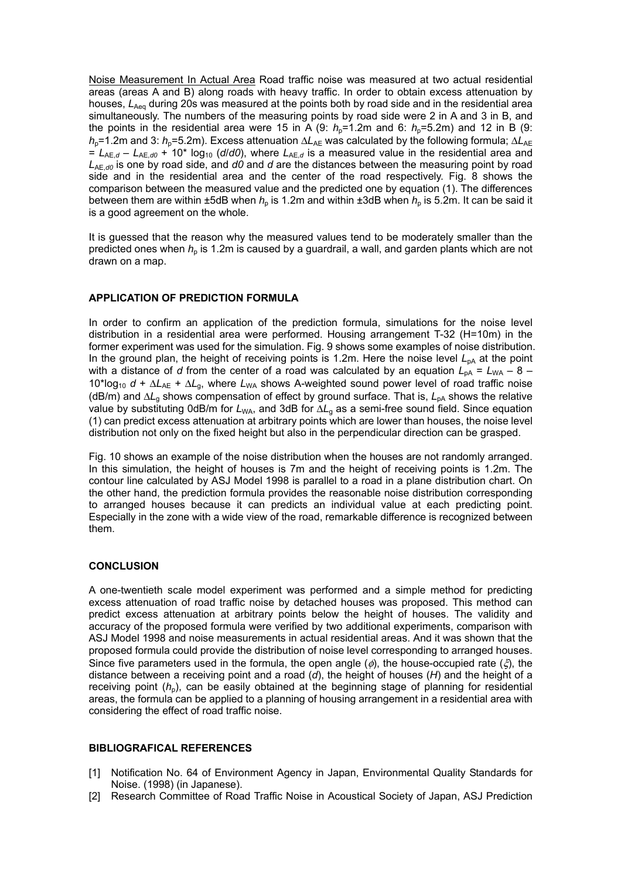Noise Measurement In Actual Area Road traffic noise was measured at two actual residential areas (areas A and B) along roads with heavy traffic. In order to obtain excess attenuation by houses, $L_{Aeq}$ during 20s was measured at the points both by road side and in the residential area simultaneously. The numbers of the measuring points by road side were 2 in A and 3 in B, and the points in the residential area were 15 in A (9: $h_p$=1.2m and 6: $h_p$=5.2m) and 12 in B (9: $h_p$=1.2m and 3: $h_p$=5.2m). Excess attenuation $\Delta L_{AE}$ was calculated by the following formula; $\Delta L_{AE} = L_{AE,d} - L_{AE,d0} + 10^* \log_{10} (d/d0)$, where $L_{AE,d}$ is a measured value in the residential area and $L_{AE,d0}$ is one by road side, and *d0* and *d* are the distances between the measuring point by road side and in the residential area and the center of the road respectively. Fig. 8 shows the comparison between the measured value and the predicted one by equation (1). The differences between them are within ±5dB when $h_p$ is 1.2m and within ±3dB when $h_p$ is 5.2m. It can be said it is a good agreement on the whole.

It is guessed that the reason why the measured values tend to be moderately smaller than the predicted ones when $h_p$ is 1.2m is caused by a guardrail, a wall, and garden plants which are not drawn on a map.

## APPLICATION OF PREDICTION FORMULA

In order to confirm an application of the prediction formula, simulations for the noise level distribution in a residential area were performed. Housing arrangement T-32 (H=10m) in the former experiment was used for the simulation. Fig. 9 shows some examples of noise distribution. In the ground plan, the height of receiving points is 1.2m. Here the noise level $L_{pA}$ at the point with a distance of *d* from the center of a road was calculated by an equation $L_{pA} = L_{WA} - 8 - 10^*\log_{10} d + \Delta L_{AE} + \Delta L_g$, where $L_{WA}$ shows A-weighted sound power level of road traffic noise (dB/m) and $\Delta L_g$ shows compensation of effect by ground surface. That is, $L_{pA}$ shows the relative value by substituting 0dB/m for $L_{WA}$, and 3dB for $\Delta L_g$ as a semi-free sound field. Since equation (1) can predict excess attenuation at arbitrary points which are lower than houses, the noise level distribution not only on the fixed height but also in the perpendicular direction can be grasped.

Fig. 10 shows an example of the noise distribution when the houses are not randomly arranged. In this simulation, the height of houses is 7m and the height of receiving points is 1.2m. The contour line calculated by ASJ Model 1998 is parallel to a road in a plane distribution chart. On the other hand, the prediction formula provides the reasonable noise distribution corresponding to arranged houses because it can predicts an individual value at each predicting point. Especially in the zone with a wide view of the road, remarkable difference is recognized between them.

## CONCLUSION

A one-twentieth scale model experiment was performed and a simple method for predicting excess attenuation of road traffic noise by detached houses was proposed. This method can predict excess attenuation at arbitrary points below the height of houses. The validity and accuracy of the proposed formula were verified by two additional experiments, comparison with ASJ Model 1998 and noise measurements in actual residential areas. And it was shown that the proposed formula could provide the distribution of noise level corresponding to arranged houses. Since five parameters used in the formula, the open angle ($\phi$), the house-occupied rate ($\xi$), the distance between a receiving point and a road ($d$), the height of houses ($H$) and the height of a receiving point ($h_p$), can be easily obtained at the beginning stage of planning for residential areas, the formula can be applied to a planning of housing arrangement in a residential area with considering the effect of road traffic noise.

## BIBLIOGRAFICAL REFERENCES

[1] Notification No. 64 of Environment Agency in Japan, Environmental Quality Standards for Noise. (1998) (in Japanese).

[2] Research Committee of Road Traffic Noise in Acoustical Society of Japan, ASJ Prediction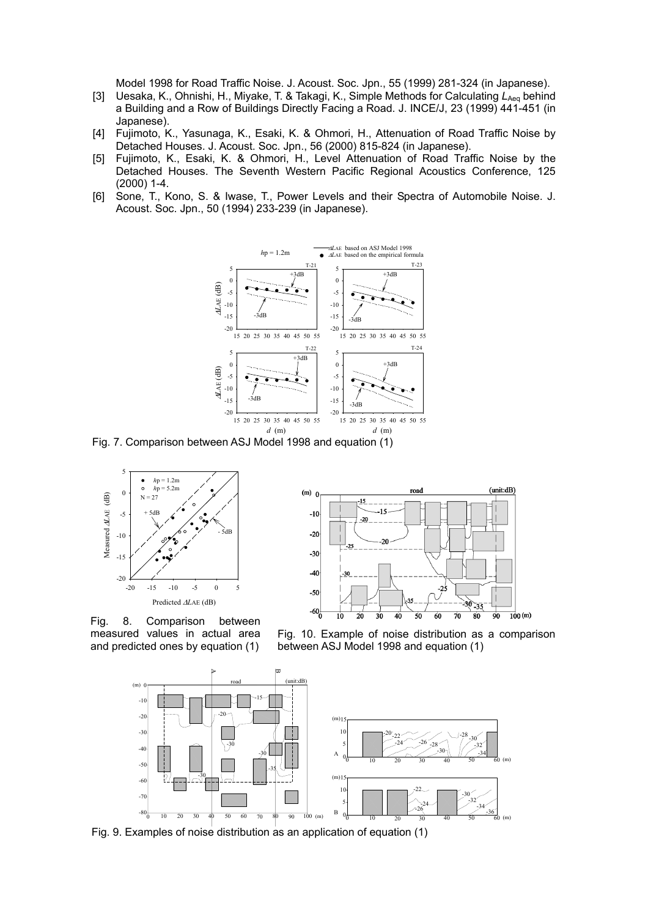Model 1998 for Road Traffic Noise. J. Acoust. Soc. Jpn., 55 (1999) 281-324 (in Japanese).

[3] Uesaka, K., Ohnishi, H., Miyake, T. & Takagi, K., Simple Methods for Calculating $L_{Aeq}$ behind a Building and a Row of Buildings Directly Facing a Road. J. INCE/J, 23 (1999) 441-451 (in Japanese).

[4] Fujimoto, K., Yasunaga, K., Esaki, K. & Ohmori, H., Attenuation of Road Traffic Noise by Detached Houses. J. Acoust. Soc. Jpn., 56 (2000) 815-824 (in Japanese).

[5] Fujimoto, K., Esaki, K. & Ohmori, H., Level Attenuation of Road Traffic Noise by the Detached Houses. The Seventh Western Pacific Regional Acoustics Conference, 125 (2000) 1-4.

[6] Sone, T., Kono, S. & Iwase, T., Power Levels and their Spectra of Automobile Noise. J. Acoust. Soc. Jpn., 50 (1994) 233-239 (in Japanese).

$h$p = 1.2m

$\Delta L_{AE}$ based on ASJ Model 1998
$\Delta L_{AE}$ based on the empirical formula

T-21, T-23, T-22, T-24

+3dB
-3dB

$\Delta L_{AE}$ (dB)

$d$ (m)

Fig. 7. Comparison between ASJ Model 1998 and equation (1)

$h$p = 1.2m
$h$p = 5.2m
N = 27

+ 5dB
- 5dB

Measured $\Delta L_{AE}$ (dB)

Predicted $\Delta L_{AE}$ (dB)

Fig. 8. Comparison between measured values in actual area and predicted ones by equation (1)

road (unit:dB)

(m)

Fig. 10. Example of noise distribution as a comparison between ASJ Model 1998 and equation (1)

road (unit:dB)

A B

(m)

Fig. 9. Examples of noise distribution as an application of equation (1)